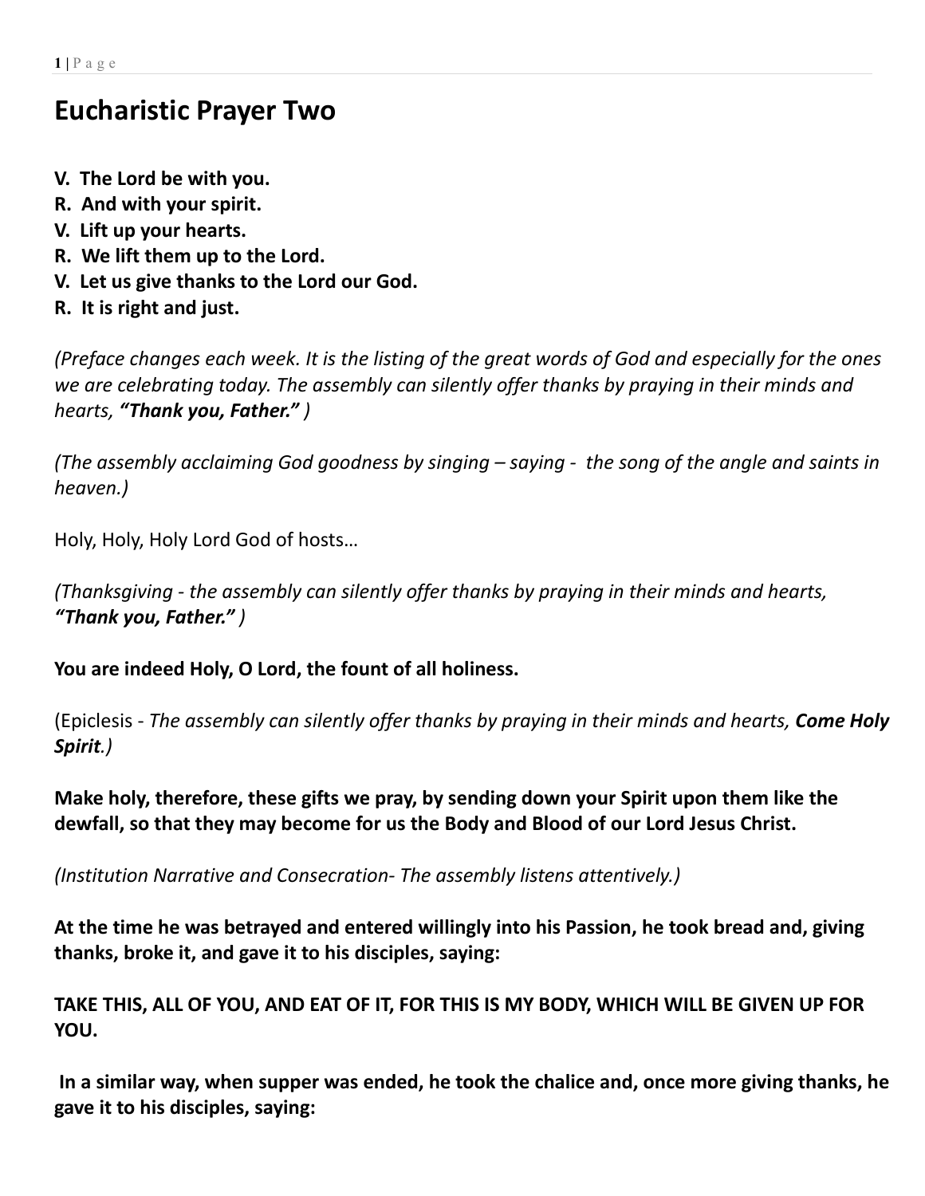# Eucharistic Prayer Two

**V. The Lord be with you.**
**R. And with your spirit.**
**V. Lift up your hearts.**
**R. We lift them up to the Lord.**
**V. Let us give thanks to the Lord our God.**
**R. It is right and just.**

*(Preface changes each week. It is the listing of the great words of God and especially for the ones we are celebrating today. The assembly can silently offer thanks by praying in their minds and hearts, **"Thank you, Father."** )*

*(The assembly acclaiming God goodness by singing – saying - the song of the angle and saints in heaven.)*

Holy, Holy, Holy Lord God of hosts…

*(Thanksgiving - the assembly can silently offer thanks by praying in their minds and hearts, **"Thank you, Father."** )*

**You are indeed Holy, O Lord, the fount of all holiness.**

(Epiclesis - *The assembly can silently offer thanks by praying in their minds and hearts, **Come Holy Spirit**.)*

**Make holy, therefore, these gifts we pray, by sending down your Spirit upon them like the dewfall, so that they may become for us the Body and Blood of our Lord Jesus Christ.**

*(Institution Narrative and Consecration- The assembly listens attentively.)*

**At the time he was betrayed and entered willingly into his Passion, he took bread and, giving thanks, broke it, and gave it to his disciples, saying:**

**TAKE THIS, ALL OF YOU, AND EAT OF IT, FOR THIS IS MY BODY, WHICH WILL BE GIVEN UP FOR YOU.**

**In a similar way, when supper was ended, he took the chalice and, once more giving thanks, he gave it to his disciples, saying:**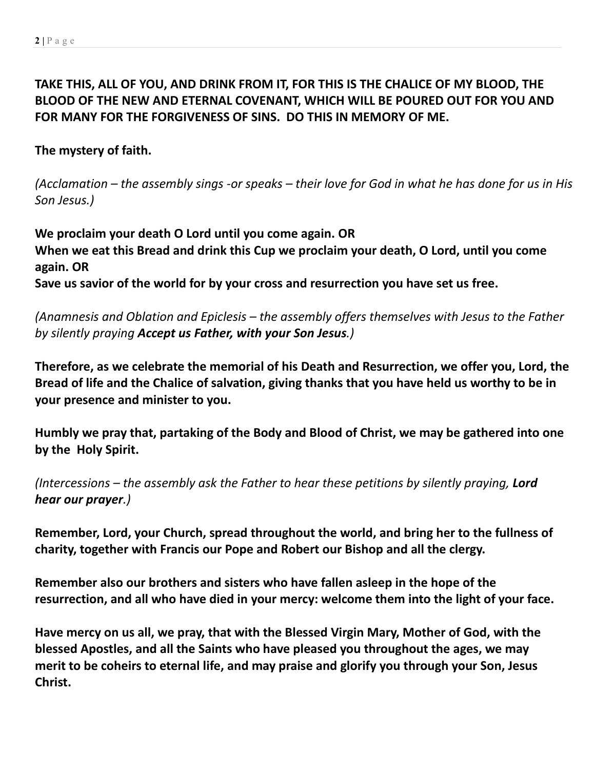**TAKE THIS, ALL OF YOU, AND DRINK FROM IT, FOR THIS IS THE CHALICE OF MY BLOOD, THE BLOOD OF THE NEW AND ETERNAL COVENANT, WHICH WILL BE POURED OUT FOR YOU AND FOR MANY FOR THE FORGIVENESS OF SINS. DO THIS IN MEMORY OF ME.**

**The mystery of faith.**

*(Acclamation – the assembly sings -or speaks – their love for God in what he has done for us in His Son Jesus.)*

**We proclaim your death O Lord until you come again. OR**
**When we eat this Bread and drink this Cup we proclaim your death, O Lord, until you come again. OR**
**Save us savior of the world for by your cross and resurrection you have set us free.**

*(Anamnesis and Oblation and Epiclesis – the assembly offers themselves with Jesus to the Father by silently praying* ***Accept us Father, with your Son Jesus****.)*

**Therefore, as we celebrate the memorial of his Death and Resurrection, we offer you, Lord, the Bread of life and the Chalice of salvation, giving thanks that you have held us worthy to be in your presence and minister to you.**

**Humbly we pray that, partaking of the Body and Blood of Christ, we may be gathered into one by the Holy Spirit.**

*(Intercessions – the assembly ask the Father to hear these petitions by silently praying,* ***Lord hear our prayer****.)*

**Remember, Lord, your Church, spread throughout the world, and bring her to the fullness of charity, together with Francis our Pope and Robert our Bishop and all the clergy.**

**Remember also our brothers and sisters who have fallen asleep in the hope of the resurrection, and all who have died in your mercy: welcome them into the light of your face.**

**Have mercy on us all, we pray, that with the Blessed Virgin Mary, Mother of God, with the blessed Apostles, and all the Saints who have pleased you throughout the ages, we may merit to be coheirs to eternal life, and may praise and glorify you through your Son, Jesus Christ.**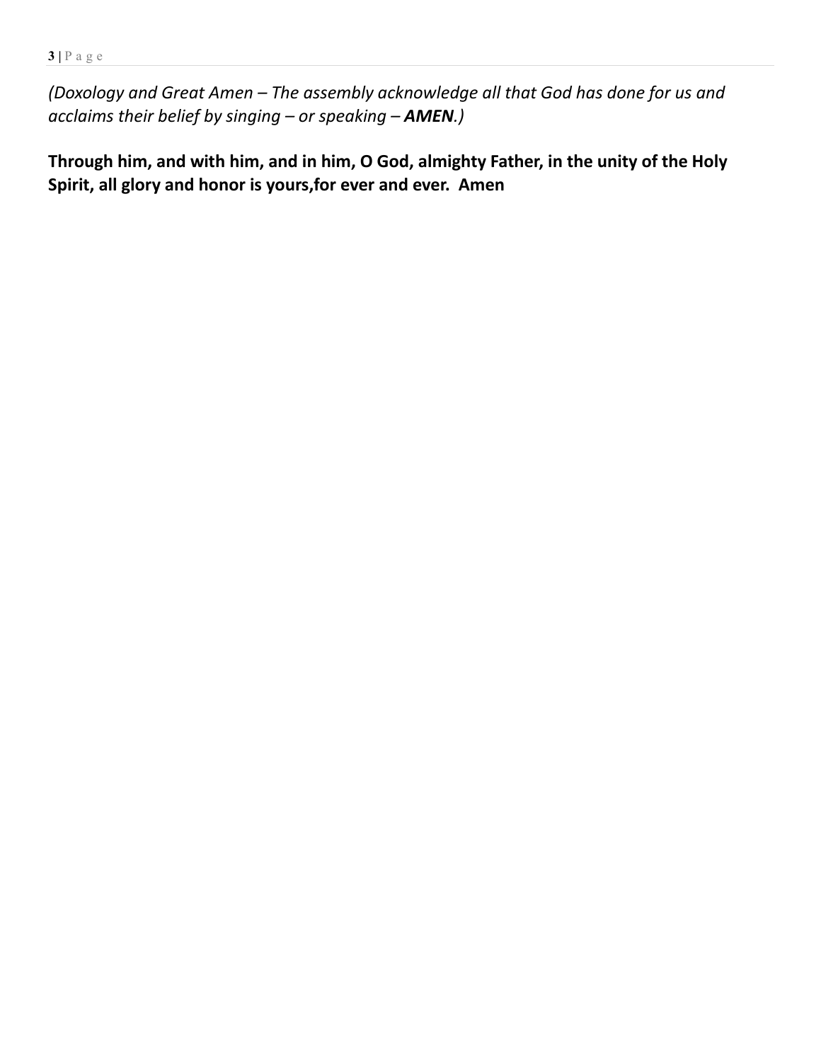*(Doxology and Great Amen – The assembly acknowledge all that God has done for us and acclaims their belief by singing – or speaking –* ***AMEN****.)*

**Through him, and with him, and in him, O God, almighty Father, in the unity of the Holy Spirit, all glory and honor is yours,for ever and ever.  Amen**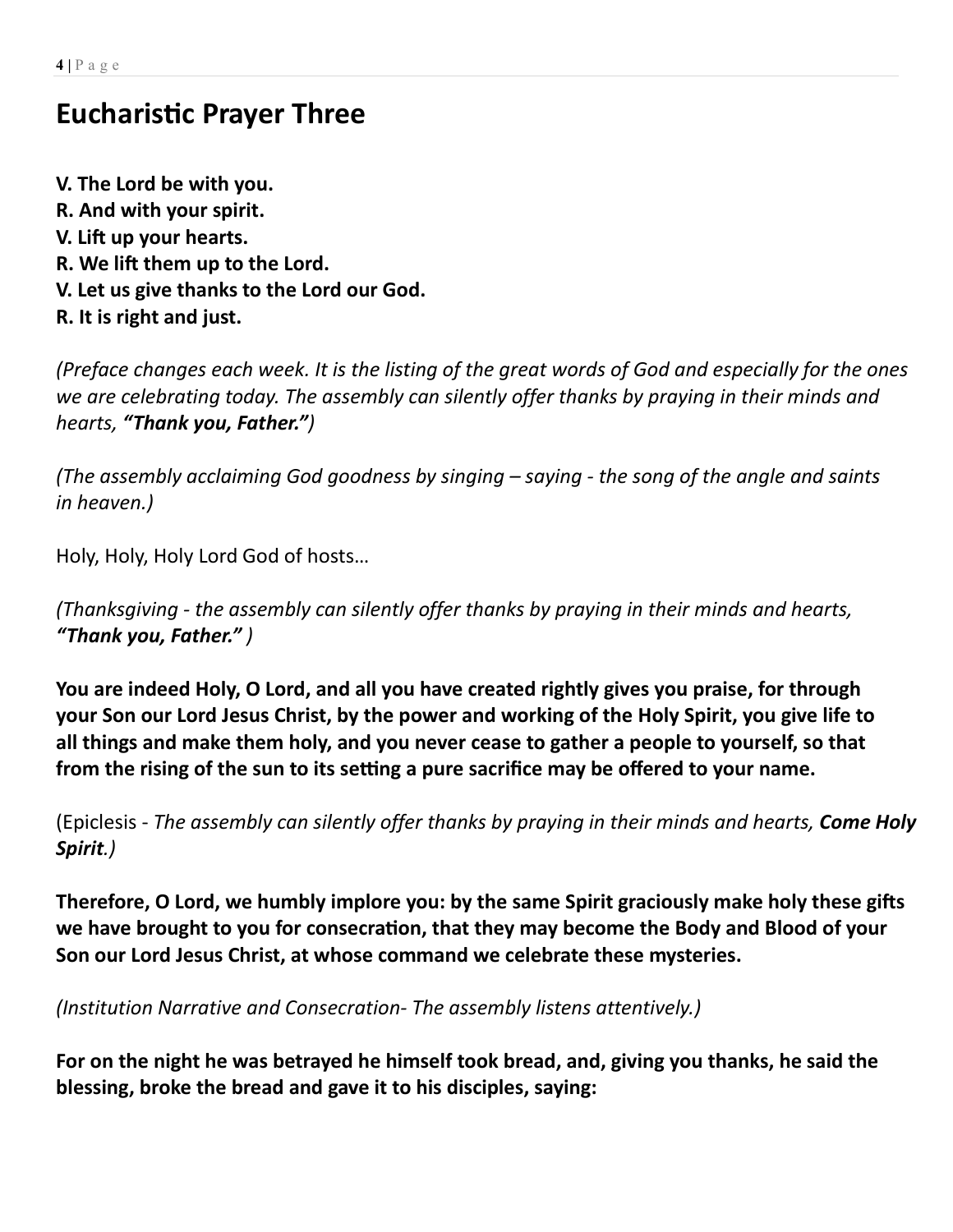# Eucharistic Prayer Three

**V. The Lord be with you.**
**R. And with your spirit.**
**V. Lift up your hearts.**
**R. We lift them up to the Lord.**
**V. Let us give thanks to the Lord our God.**
**R. It is right and just.**

*(Preface changes each week. It is the listing of the great words of God and especially for the ones we are celebrating today. The assembly can silently offer thanks by praying in their minds and hearts, **"Thank you, Father."**)*

*(The assembly acclaiming God goodness by singing – saying - the song of the angle and saints in heaven.)*

Holy, Holy, Holy Lord God of hosts…

*(Thanksgiving - the assembly can silently offer thanks by praying in their minds and hearts, **"Thank you, Father."** )*

**You are indeed Holy, O Lord, and all you have created rightly gives you praise, for through your Son our Lord Jesus Christ, by the power and working of the Holy Spirit, you give life to all things and make them holy, and you never cease to gather a people to yourself, so that from the rising of the sun to its setting a pure sacrifice may be offered to your name.**

(Epiclesis - *The assembly can silently offer thanks by praying in their minds and hearts, **Come Holy Spirit**.)*

**Therefore, O Lord, we humbly implore you: by the same Spirit graciously make holy these gifts we have brought to you for consecration, that they may become the Body and Blood of your Son our Lord Jesus Christ, at whose command we celebrate these mysteries.**

*(Institution Narrative and Consecration- The assembly listens attentively.)*

**For on the night he was betrayed he himself took bread, and, giving you thanks, he said the blessing, broke the bread and gave it to his disciples, saying:**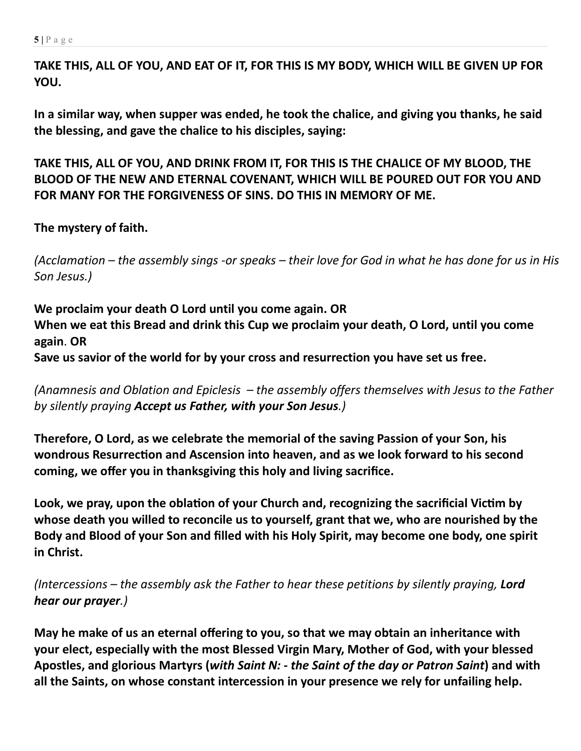**TAKE THIS, ALL OF YOU, AND EAT OF IT, FOR THIS IS MY BODY, WHICH WILL BE GIVEN UP FOR YOU.**

**In a similar way, when supper was ended, he took the chalice, and giving you thanks, he said the blessing, and gave the chalice to his disciples, saying:**

**TAKE THIS, ALL OF YOU, AND DRINK FROM IT, FOR THIS IS THE CHALICE OF MY BLOOD, THE BLOOD OF THE NEW AND ETERNAL COVENANT, WHICH WILL BE POURED OUT FOR YOU AND FOR MANY FOR THE FORGIVENESS OF SINS. DO THIS IN MEMORY OF ME.**

**The mystery of faith.**

*(Acclamation – the assembly sings -or speaks – their love for God in what he has done for us in His Son Jesus.)*

**We proclaim your death O Lord until you come again. OR**
**When we eat this Bread and drink this Cup we proclaim your death, O Lord, until you come again**. **OR**
**Save us savior of the world for by your cross and resurrection you have set us free.**

*(Anamnesis and Oblation and Epiclesis – the assembly offers themselves with Jesus to the Father by silently praying **Accept us Father, with your Son Jesus**.)*

**Therefore, O Lord, as we celebrate the memorial of the saving Passion of your Son, his wondrous Resurrection and Ascension into heaven, and as we look forward to his second coming, we offer you in thanksgiving this holy and living sacrifice.**

**Look, we pray, upon the oblation of your Church and, recognizing the sacrificial Victim by whose death you willed to reconcile us to yourself, grant that we, who are nourished by the Body and Blood of your Son and filled with his Holy Spirit, may become one body, one spirit in Christ.**

*(Intercessions – the assembly ask the Father to hear these petitions by silently praying, **Lord hear our prayer**.)*

**May he make of us an eternal offering to you, so that we may obtain an inheritance with your elect, especially with the most Blessed Virgin Mary, Mother of God, with your blessed Apostles, and glorious Martyrs (*with Saint N: - the Saint of the day or Patron Saint*) and with all the Saints, on whose constant intercession in your presence we rely for unfailing help.**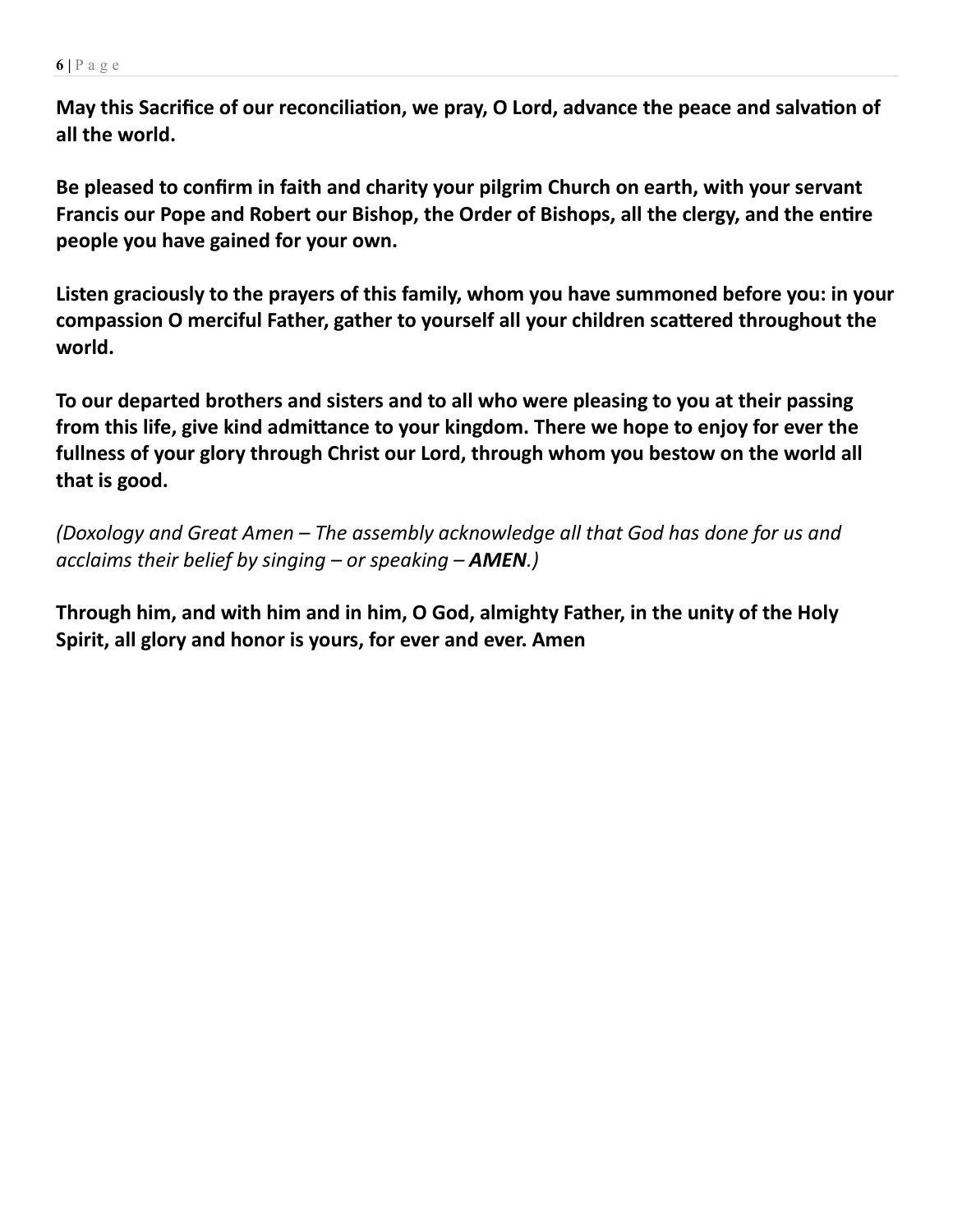**May this Sacrifice of our reconciliation, we pray, O Lord, advance the peace and salvation of all the world.**

**Be pleased to confirm in faith and charity your pilgrim Church on earth, with your servant Francis our Pope and Robert our Bishop, the Order of Bishops, all the clergy, and the entire people you have gained for your own.**

**Listen graciously to the prayers of this family, whom you have summoned before you: in your compassion O merciful Father, gather to yourself all your children scattered throughout the world.**

**To our departed brothers and sisters and to all who were pleasing to you at their passing from this life, give kind admittance to your kingdom. There we hope to enjoy for ever the fullness of your glory through Christ our Lord, through whom you bestow on the world all that is good.**

*(Doxology and Great Amen – The assembly acknowledge all that God has done for us and acclaims their belief by singing – or speaking –* ***AMEN****.)*

**Through him, and with him and in him, O God, almighty Father, in the unity of the Holy Spirit, all glory and honor is yours, for ever and ever. Amen**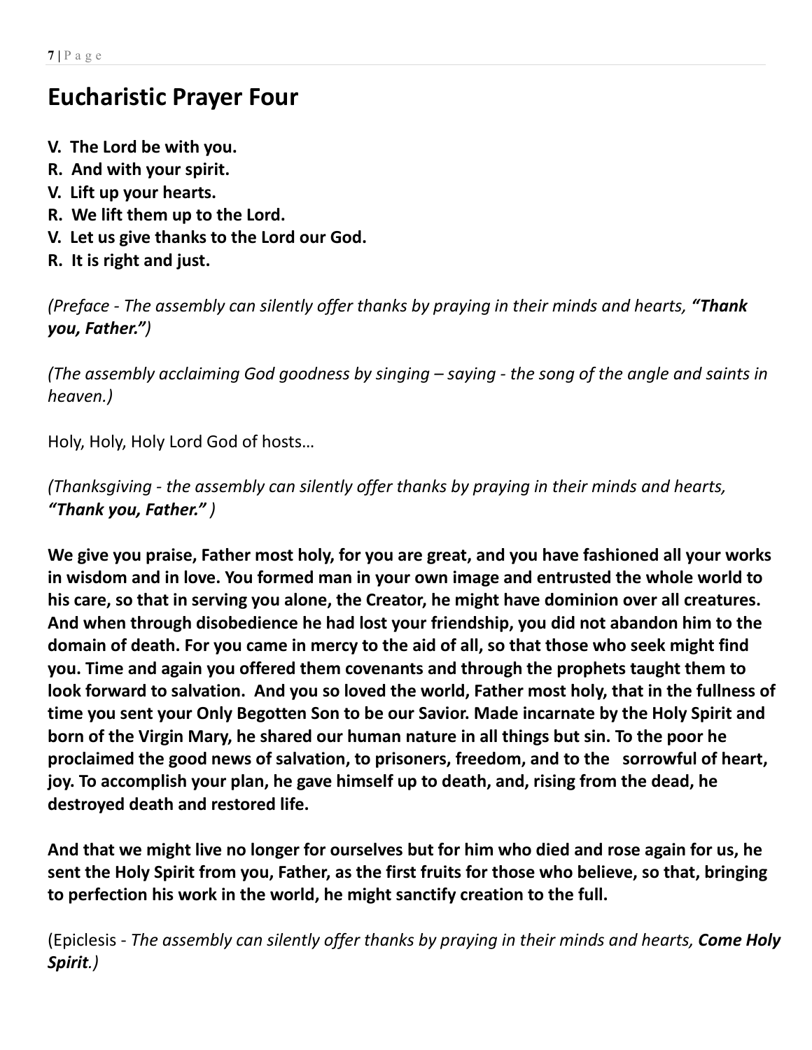# Eucharistic Prayer Four

**V. The Lord be with you.**
**R. And with your spirit.**
**V. Lift up your hearts.**
**R. We lift them up to the Lord.**
**V. Let us give thanks to the Lord our God.**
**R. It is right and just.**

*(Preface - The assembly can silently offer thanks by praying in their minds and hearts,* ***"Thank you, Father."****)*

*(The assembly acclaiming God goodness by singing – saying - the song of the angle and saints in heaven.)*

Holy, Holy, Holy Lord God of hosts…

*(Thanksgiving - the assembly can silently offer thanks by praying in their minds and hearts,* ***"Thank you, Father."*** *)*

**We give you praise, Father most holy, for you are great, and you have fashioned all your works in wisdom and in love. You formed man in your own image and entrusted the whole world to his care, so that in serving you alone, the Creator, he might have dominion over all creatures. And when through disobedience he had lost your friendship, you did not abandon him to the domain of death. For you came in mercy to the aid of all, so that those who seek might find you. Time and again you offered them covenants and through the prophets taught them to look forward to salvation. And you so loved the world, Father most holy, that in the fullness of time you sent your Only Begotten Son to be our Savior. Made incarnate by the Holy Spirit and born of the Virgin Mary, he shared our human nature in all things but sin. To the poor he proclaimed the good news of salvation, to prisoners, freedom, and to the sorrowful of heart, joy. To accomplish your plan, he gave himself up to death, and, rising from the dead, he destroyed death and restored life.**

**And that we might live no longer for ourselves but for him who died and rose again for us, he sent the Holy Spirit from you, Father, as the first fruits for those who believe, so that, bringing to perfection his work in the world, he might sanctify creation to the full.**

(Epiclesis - *The assembly can silently offer thanks by praying in their minds and hearts,* ***Come Holy Spirit****.)*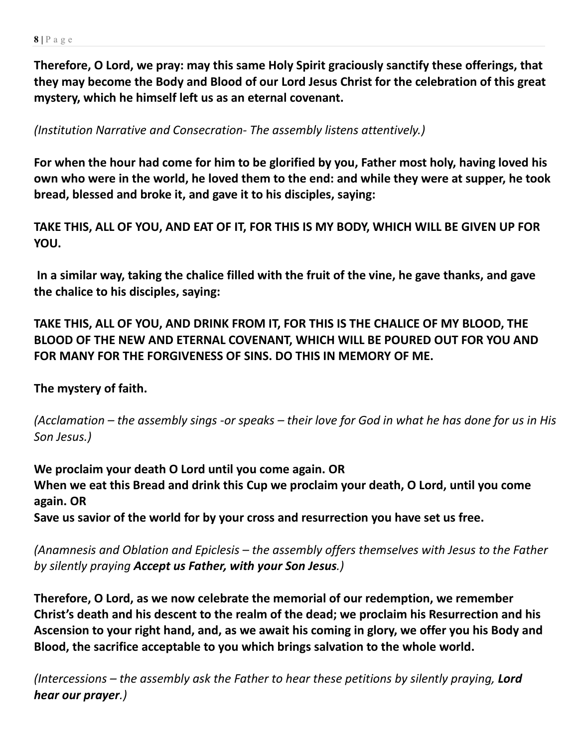**Therefore, O Lord, we pray: may this same Holy Spirit graciously sanctify these offerings, that they may become the Body and Blood of our Lord Jesus Christ for the celebration of this great mystery, which he himself left us as an eternal covenant.**

*(Institution Narrative and Consecration- The assembly listens attentively.)*

**For when the hour had come for him to be glorified by you, Father most holy, having loved his own who were in the world, he loved them to the end: and while they were at supper, he took bread, blessed and broke it, and gave it to his disciples, saying:**

**TAKE THIS, ALL OF YOU, AND EAT OF IT, FOR THIS IS MY BODY, WHICH WILL BE GIVEN UP FOR YOU.**

**In a similar way, taking the chalice filled with the fruit of the vine, he gave thanks, and gave the chalice to his disciples, saying:**

**TAKE THIS, ALL OF YOU, AND DRINK FROM IT, FOR THIS IS THE CHALICE OF MY BLOOD, THE BLOOD OF THE NEW AND ETERNAL COVENANT, WHICH WILL BE POURED OUT FOR YOU AND FOR MANY FOR THE FORGIVENESS OF SINS. DO THIS IN MEMORY OF ME.**

**The mystery of faith.**

*(Acclamation – the assembly sings -or speaks – their love for God in what he has done for us in His Son Jesus.)*

**We proclaim your death O Lord until you come again. OR**
**When we eat this Bread and drink this Cup we proclaim your death, O Lord, until you come again. OR**
**Save us savior of the world for by your cross and resurrection you have set us free.**

*(Anamnesis and Oblation and Epiclesis – the assembly offers themselves with Jesus to the Father by silently praying **Accept us Father, with your Son Jesus**.)*

**Therefore, O Lord, as we now celebrate the memorial of our redemption, we remember Christ's death and his descent to the realm of the dead; we proclaim his Resurrection and his Ascension to your right hand, and, as we await his coming in glory, we offer you his Body and Blood, the sacrifice acceptable to you which brings salvation to the whole world.**

*(Intercessions – the assembly ask the Father to hear these petitions by silently praying, **Lord hear our prayer**.)*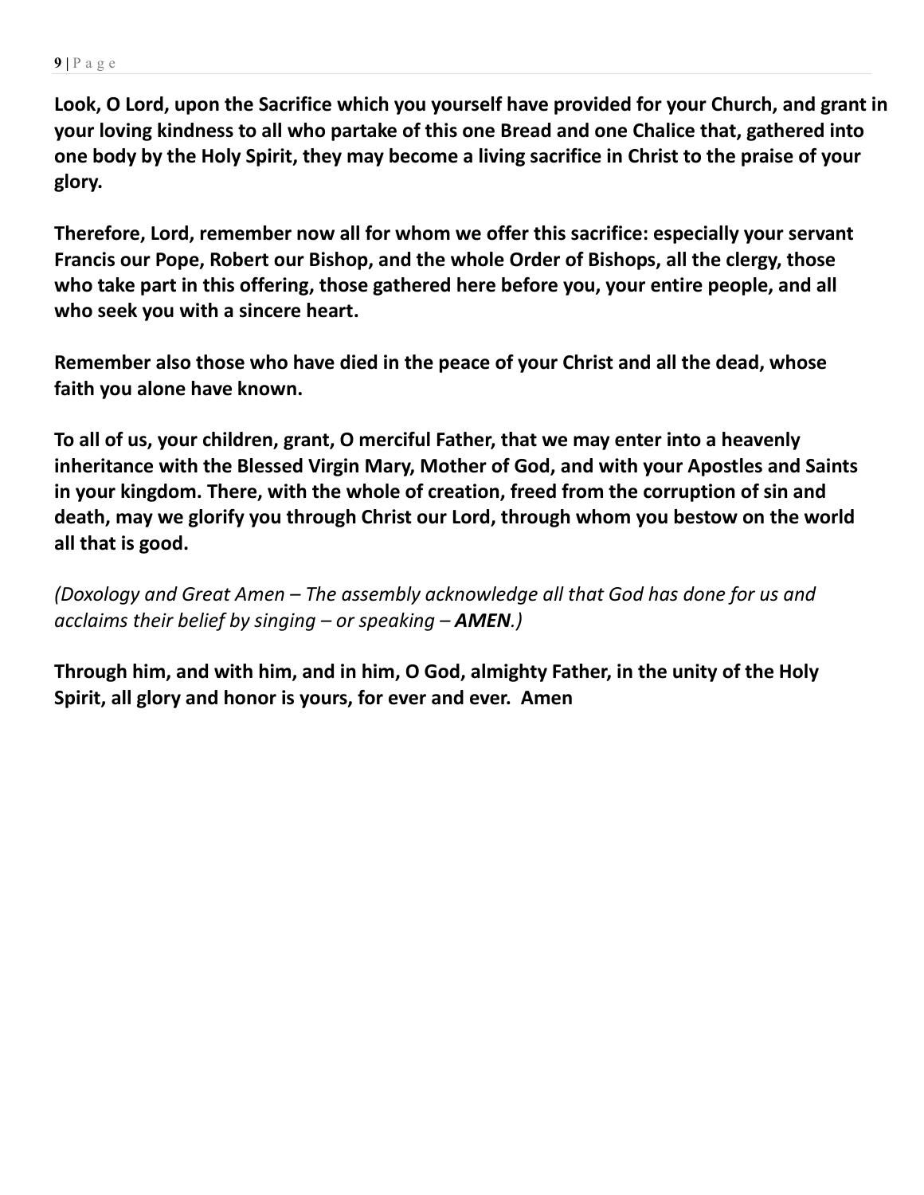**Look, O Lord, upon the Sacrifice which you yourself have provided for your Church, and grant in your loving kindness to all who partake of this one Bread and one Chalice that, gathered into one body by the Holy Spirit, they may become a living sacrifice in Christ to the praise of your glory.**

**Therefore, Lord, remember now all for whom we offer this sacrifice: especially your servant Francis our Pope, Robert our Bishop, and the whole Order of Bishops, all the clergy, those who take part in this offering, those gathered here before you, your entire people, and all who seek you with a sincere heart.**

**Remember also those who have died in the peace of your Christ and all the dead, whose faith you alone have known.**

**To all of us, your children, grant, O merciful Father, that we may enter into a heavenly inheritance with the Blessed Virgin Mary, Mother of God, and with your Apostles and Saints in your kingdom. There, with the whole of creation, freed from the corruption of sin and death, may we glorify you through Christ our Lord, through whom you bestow on the world all that is good.**

*(Doxology and Great Amen – The assembly acknowledge all that God has done for us and acclaims their belief by singing – or speaking – **AMEN**.)*

**Through him, and with him, and in him, O God, almighty Father, in the unity of the Holy Spirit, all glory and honor is yours, for ever and ever. Amen**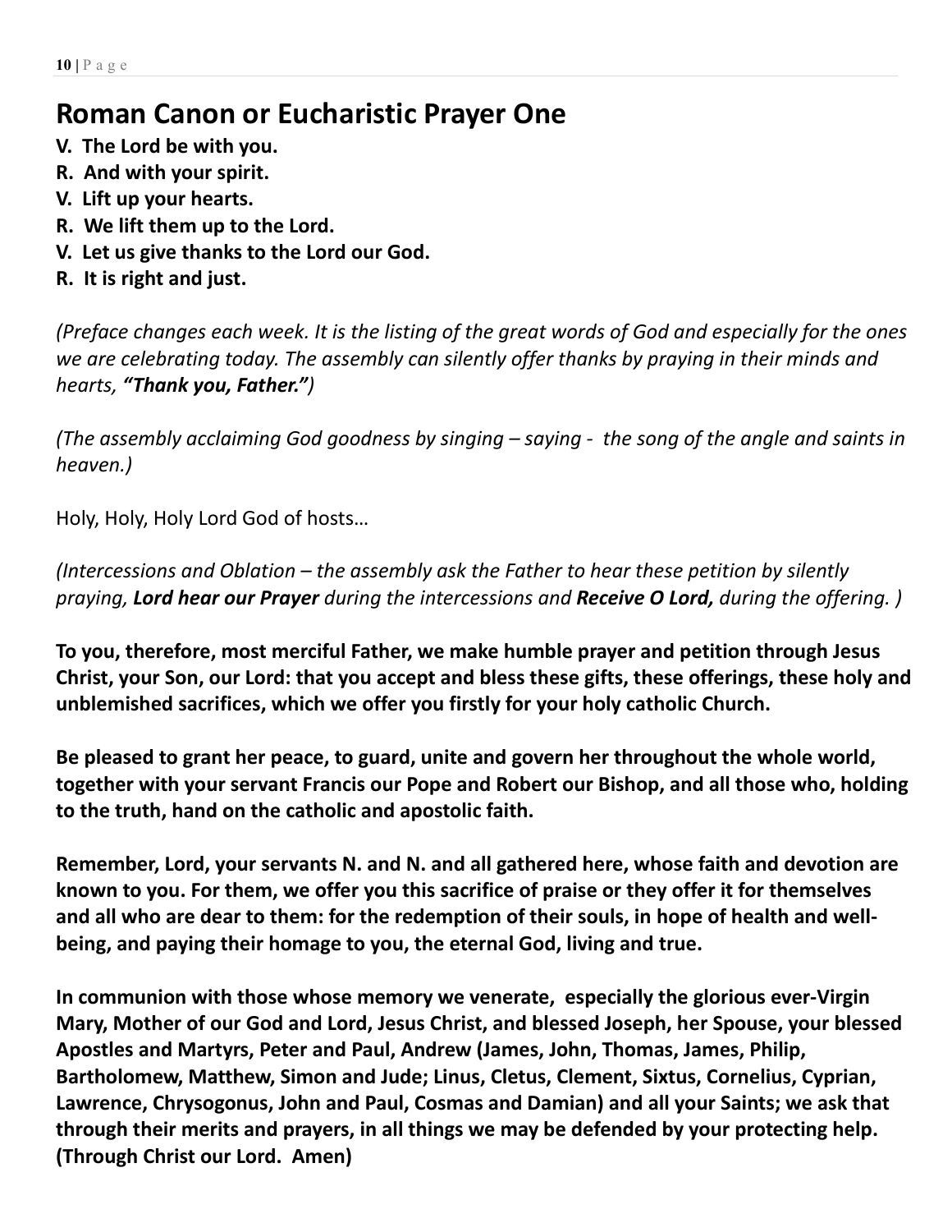# Roman Canon or Eucharistic Prayer One

**V. The Lord be with you.**
**R. And with your spirit.**
**V. Lift up your hearts.**
**R. We lift them up to the Lord.**
**V. Let us give thanks to the Lord our God.**
**R. It is right and just.**

*(Preface changes each week. It is the listing of the great words of God and especially for the ones we are celebrating today. The assembly can silently offer thanks by praying in their minds and hearts,* ***"Thank you, Father."****)*

*(The assembly acclaiming God goodness by singing – saying - the song of the angle and saints in heaven.)*

Holy, Holy, Holy Lord God of hosts…

*(Intercessions and Oblation – the assembly ask the Father to hear these petition by silently praying,* ***Lord hear our Prayer*** *during the intercessions and* ***Receive O Lord,*** *during the offering. )*

**To you, therefore, most merciful Father, we make humble prayer and petition through Jesus Christ, your Son, our Lord: that you accept and bless these gifts, these offerings, these holy and unblemished sacrifices, which we offer you firstly for your holy catholic Church.**

**Be pleased to grant her peace, to guard, unite and govern her throughout the whole world, together with your servant Francis our Pope and Robert our Bishop, and all those who, holding to the truth, hand on the catholic and apostolic faith.**

**Remember, Lord, your servants N. and N. and all gathered here, whose faith and devotion are known to you. For them, we offer you this sacrifice of praise or they offer it for themselves and all who are dear to them: for the redemption of their souls, in hope of health and well-being, and paying their homage to you, the eternal God, living and true.**

**In communion with those whose memory we venerate, especially the glorious ever-Virgin Mary, Mother of our God and Lord, Jesus Christ, and blessed Joseph, her Spouse, your blessed Apostles and Martyrs, Peter and Paul, Andrew (James, John, Thomas, James, Philip, Bartholomew, Matthew, Simon and Jude; Linus, Cletus, Clement, Sixtus, Cornelius, Cyprian, Lawrence, Chrysogonus, John and Paul, Cosmas and Damian) and all your Saints; we ask that through their merits and prayers, in all things we may be defended by your protecting help. (Through Christ our Lord. Amen)**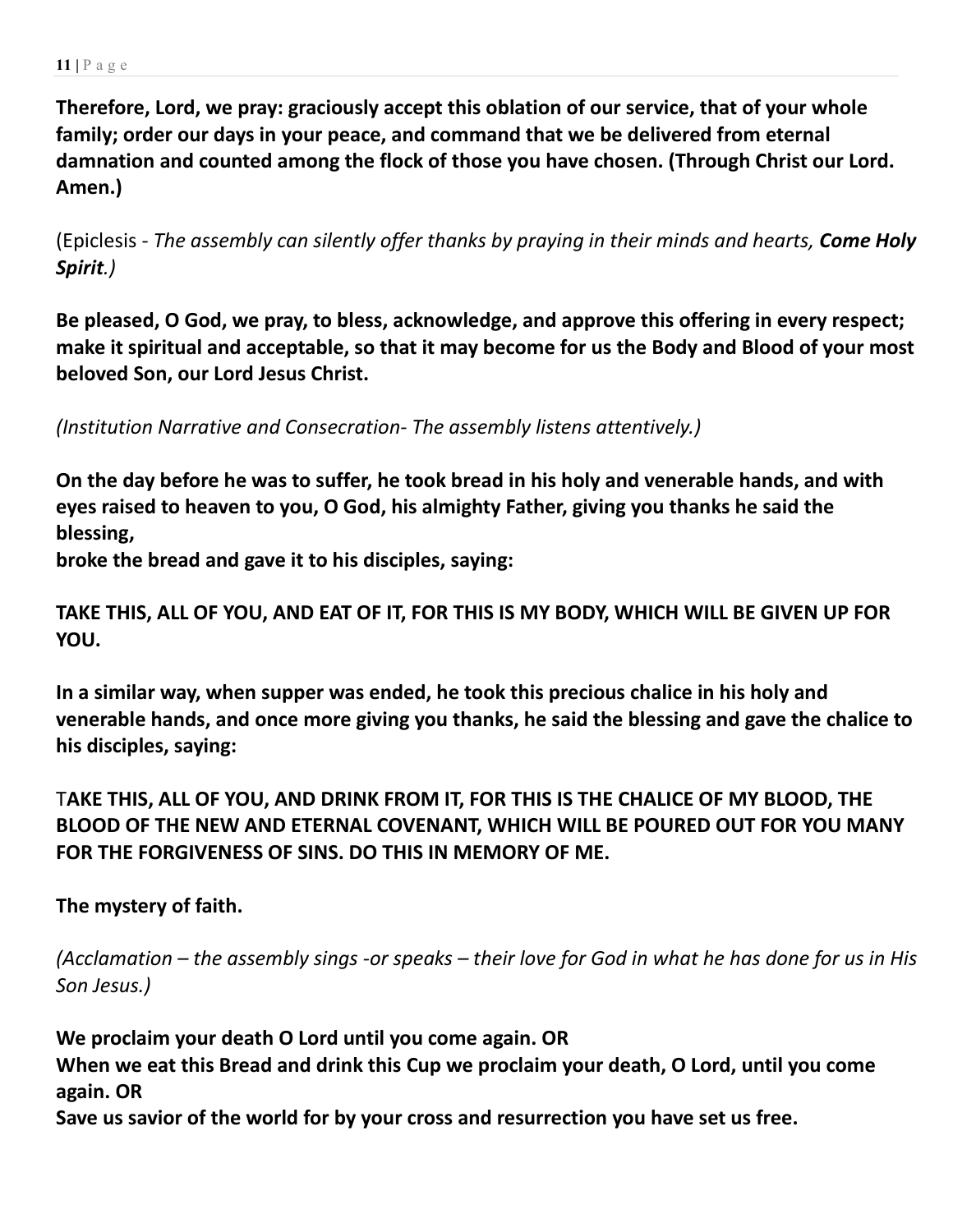**Therefore, Lord, we pray: graciously accept this oblation of our service, that of your whole family; order our days in your peace, and command that we be delivered from eternal damnation and counted among the flock of those you have chosen. (Through Christ our Lord. Amen.)**

(Epiclesis - *The assembly can silently offer thanks by praying in their minds and hearts, **Come Holy Spirit**.)*

**Be pleased, O God, we pray, to bless, acknowledge, and approve this offering in every respect; make it spiritual and acceptable, so that it may become for us the Body and Blood of your most beloved Son, our Lord Jesus Christ.**

*(Institution Narrative and Consecration- The assembly listens attentively.)*

**On the day before he was to suffer, he took bread in his holy and venerable hands, and with eyes raised to heaven to you, O God, his almighty Father, giving you thanks he said the blessing,**
**broke the bread and gave it to his disciples, saying:**

**TAKE THIS, ALL OF YOU, AND EAT OF IT, FOR THIS IS MY BODY, WHICH WILL BE GIVEN UP FOR YOU.**

**In a similar way, when supper was ended, he took this precious chalice in his holy and venerable hands, and once more giving you thanks, he said the blessing and gave the chalice to his disciples, saying:**

T**AKE THIS, ALL OF YOU, AND DRINK FROM IT, FOR THIS IS THE CHALICE OF MY BLOOD, THE BLOOD OF THE NEW AND ETERNAL COVENANT, WHICH WILL BE POURED OUT FOR YOU MANY FOR THE FORGIVENESS OF SINS. DO THIS IN MEMORY OF ME.**

**The mystery of faith.**

*(Acclamation – the assembly sings -or speaks – their love for God in what he has done for us in His Son Jesus.)*

**We proclaim your death O Lord until you come again. OR**
**When we eat this Bread and drink this Cup we proclaim your death, O Lord, until you come again. OR**
**Save us savior of the world for by your cross and resurrection you have set us free.**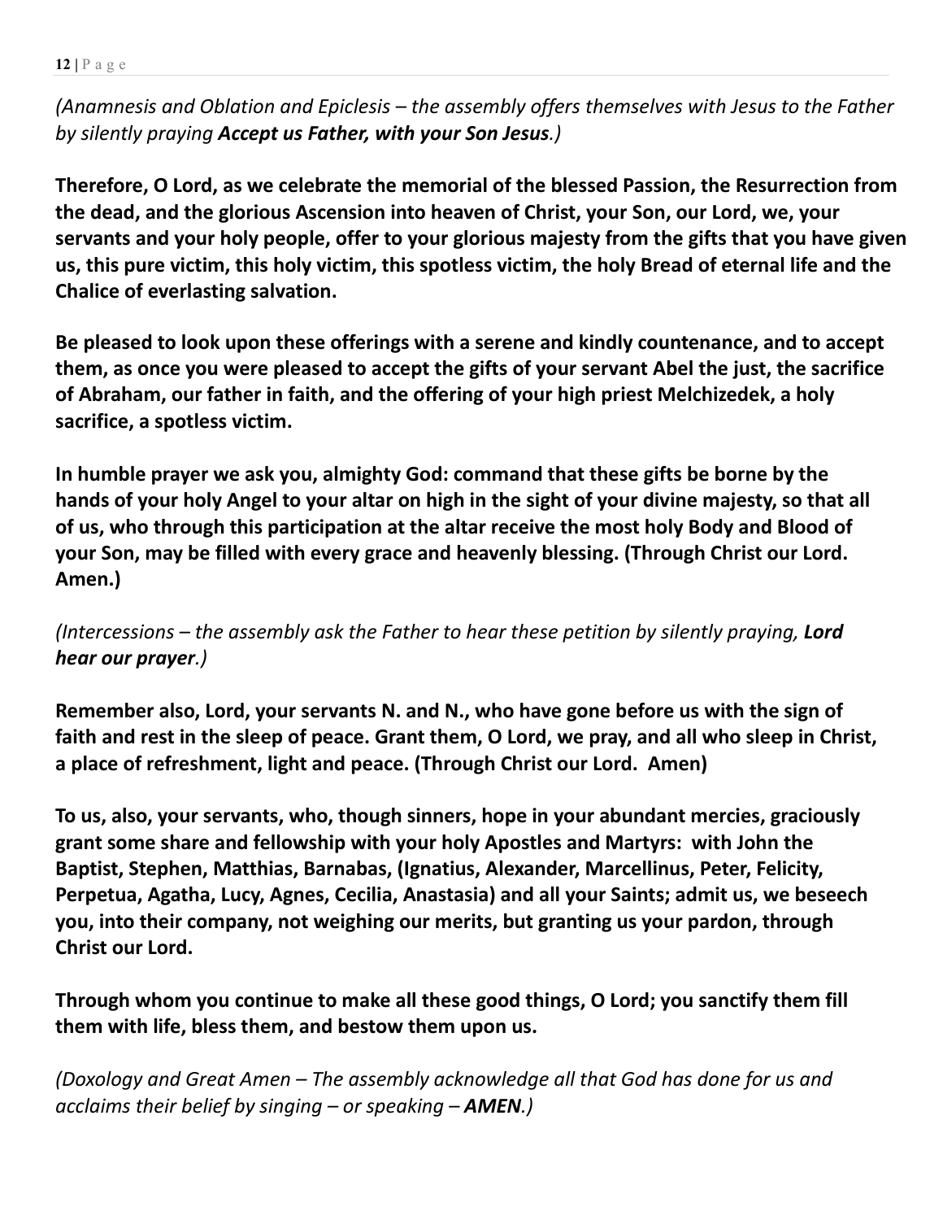*(Anamnesis and Oblation and Epiclesis – the assembly offers themselves with Jesus to the Father by silently praying **Accept us Father, with your Son Jesus**.)*

**Therefore, O Lord, as we celebrate the memorial of the blessed Passion, the Resurrection from the dead, and the glorious Ascension into heaven of Christ, your Son, our Lord, we, your servants and your holy people, offer to your glorious majesty from the gifts that you have given us, this pure victim, this holy victim, this spotless victim, the holy Bread of eternal life and the Chalice of everlasting salvation.**

**Be pleased to look upon these offerings with a serene and kindly countenance, and to accept them, as once you were pleased to accept the gifts of your servant Abel the just, the sacrifice of Abraham, our father in faith, and the offering of your high priest Melchizedek, a holy sacrifice, a spotless victim.**

**In humble prayer we ask you, almighty God: command that these gifts be borne by the hands of your holy Angel to your altar on high in the sight of your divine majesty, so that all of us, who through this participation at the altar receive the most holy Body and Blood of your Son, may be filled with every grace and heavenly blessing. (Through Christ our Lord. Amen.)**

*(Intercessions – the assembly ask the Father to hear these petition by silently praying, **Lord hear our prayer**.)*

**Remember also, Lord, your servants N. and N., who have gone before us with the sign of faith and rest in the sleep of peace. Grant them, O Lord, we pray, and all who sleep in Christ, a place of refreshment, light and peace. (Through Christ our Lord. Amen)**

**To us, also, your servants, who, though sinners, hope in your abundant mercies, graciously grant some share and fellowship with your holy Apostles and Martyrs: with John the Baptist, Stephen, Matthias, Barnabas, (Ignatius, Alexander, Marcellinus, Peter, Felicity, Perpetua, Agatha, Lucy, Agnes, Cecilia, Anastasia) and all your Saints; admit us, we beseech you, into their company, not weighing our merits, but granting us your pardon, through Christ our Lord.**

**Through whom you continue to make all these good things, O Lord; you sanctify them fill them with life, bless them, and bestow them upon us.**

*(Doxology and Great Amen – The assembly acknowledge all that God has done for us and acclaims their belief by singing – or speaking – **AMEN**.)*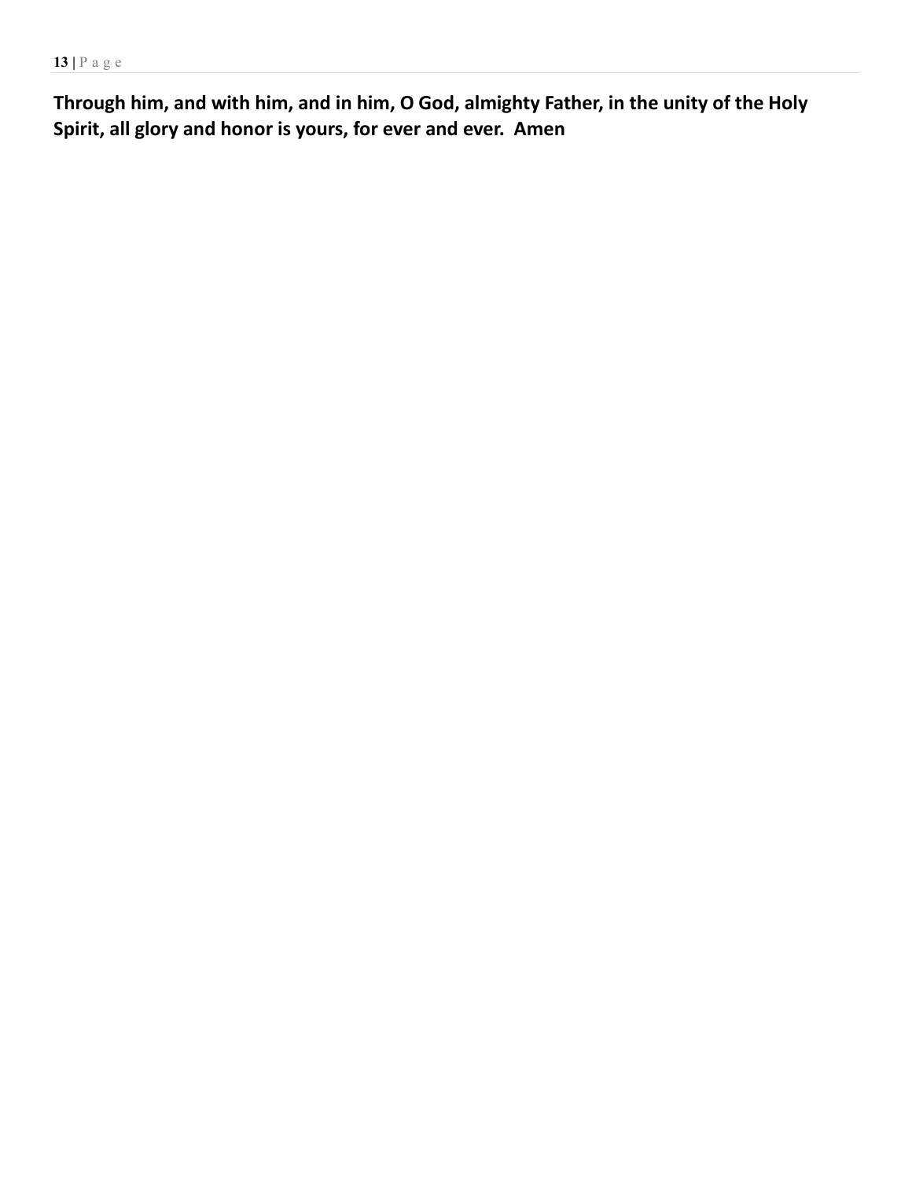**Through him, and with him, and in him, O God, almighty Father, in the unity of the Holy Spirit, all glory and honor is yours, for ever and ever.  Amen**